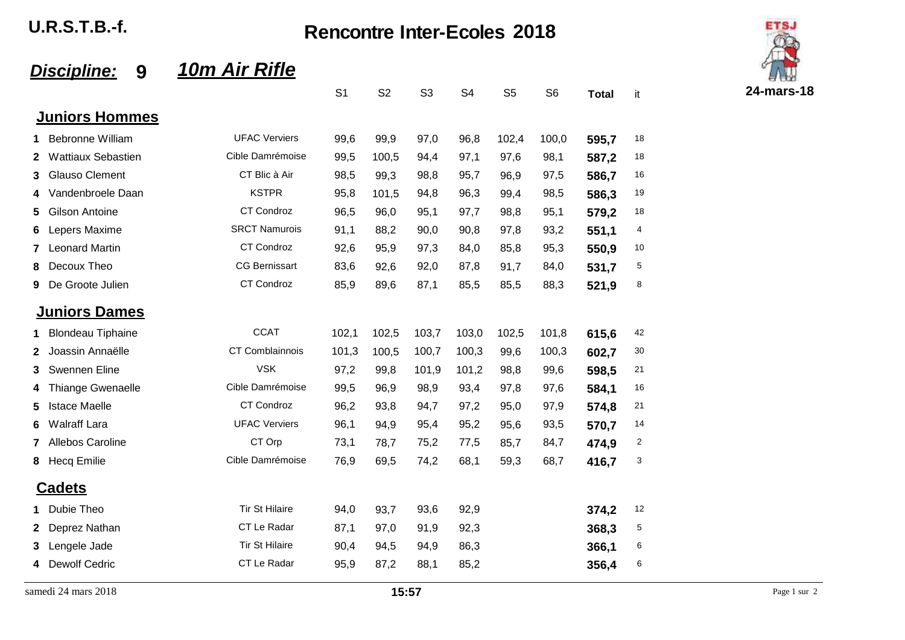# U.R.S.T.B.-f.

## Rencontre Inter-Ecoles 2018

24-mars-18

### *Discipline:* 9 *10m Air Rifle*

| | | | S1 | S2 | S3 | S4 | S5 | S6 | Total | it |
|---|---|---|---|---|---|---|---|---|---|---|
| **Juniors Hommes** | | | | | | | | | | |
| 1 | Bebronne William | UFAC Verviers | 99,6 | 99,9 | 97,0 | 96,8 | 102,4 | 100,0 | **595,7** | 18 |
| 2 | Wattiaux Sebastien | Cible Damrémoise | 99,5 | 100,5 | 94,4 | 97,1 | 97,6 | 98,1 | **587,2** | 18 |
| 3 | Glauso Clement | CT Blic à Air | 98,5 | 99,3 | 98,8 | 95,7 | 96,9 | 97,5 | **586,7** | 16 |
| 4 | Vandenbroele Daan | KSTPR | 95,8 | 101,5 | 94,8 | 96,3 | 99,4 | 98,5 | **586,3** | 19 |
| 5 | Gilson Antoine | CT Condroz | 96,5 | 96,0 | 95,1 | 97,7 | 98,8 | 95,1 | **579,2** | 18 |
| 6 | Lepers Maxime | SRCT Namurois | 91,1 | 88,2 | 90,0 | 90,8 | 97,8 | 93,2 | **551,1** | 4 |
| 7 | Leonard Martin | CT Condroz | 92,6 | 95,9 | 97,3 | 84,0 | 85,8 | 95,3 | **550,9** | 10 |
| 8 | Decoux Theo | CG Bernissart | 83,6 | 92,6 | 92,0 | 87,8 | 91,7 | 84,0 | **531,7** | 5 |
| 9 | De Groote Julien | CT Condroz | 85,9 | 89,6 | 87,1 | 85,5 | 85,5 | 88,3 | **521,9** | 8 |
| **Juniors Dames** | | | | | | | | | | |
| 1 | Blondeau Tiphaine | CCAT | 102,1 | 102,5 | 103,7 | 103,0 | 102,5 | 101,8 | **615,6** | 42 |
| 2 | Joassin Annaëlle | CT Comblainnois | 101,3 | 100,5 | 100,7 | 100,3 | 99,6 | 100,3 | **602,7** | 30 |
| 3 | Swennen Eline | VSK | 97,2 | 99,8 | 101,9 | 101,2 | 98,8 | 99,6 | **598,5** | 21 |
| 4 | Thiange Gwenaelle | Cible Damrémoise | 99,5 | 96,9 | 98,9 | 93,4 | 97,8 | 97,6 | **584,1** | 16 |
| 5 | Istace Maelle | CT Condroz | 96,2 | 93,8 | 94,7 | 97,2 | 95,0 | 97,9 | **574,8** | 21 |
| 6 | Walraff Lara | UFAC Verviers | 96,1 | 94,9 | 95,4 | 95,2 | 95,6 | 93,5 | **570,7** | 14 |
| 7 | Allebos Caroline | CT Orp | 73,1 | 78,7 | 75,2 | 77,5 | 85,7 | 84,7 | **474,9** | 2 |
| 8 | Hecq Emilie | Cible Damrémoise | 76,9 | 69,5 | 74,2 | 68,1 | 59,3 | 68,7 | **416,7** | 3 |
| **Cadets** | | | | | | | | | | |
| 1 | Dubie Theo | Tir St Hilaire | 94,0 | 93,7 | 93,6 | 92,9 | | | **374,2** | 12 |
| 2 | Deprez Nathan | CT Le Radar | 87,1 | 97,0 | 91,9 | 92,3 | | | **368,3** | 5 |
| 3 | Lengele Jade | Tir St Hilaire | 90,4 | 94,5 | 94,9 | 86,3 | | | **366,1** | 6 |
| 4 | Dewolf Cedric | CT Le Radar | 95,9 | 87,2 | 88,1 | 85,2 | | | **356,4** | 6 |

samedi 24 mars 2018 **15:57**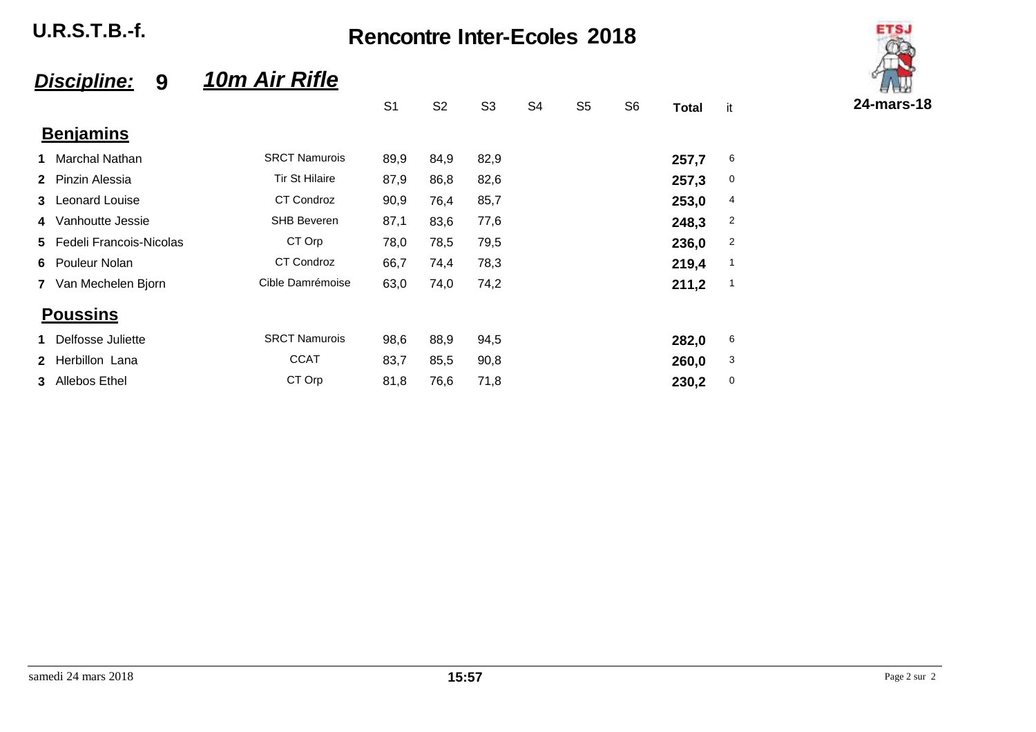U.R.S.T.B.-f.

# Rencontre Inter-Ecoles 2018

24-mars-18

## *Discipline:* 9 *10m Air Rifle*

| | | | S1 | S2 | S3 | S4 | S5 | S6 | Total | it |
|---|---|---|---|---|---|---|---|---|---|---|
| **Benjamins** | | | | | | | | | | |
| 1 | Marchal Nathan | SRCT Namurois | 89,9 | 84,9 | 82,9 | | | | **257,7** | 6 |
| 2 | Pinzin Alessia | Tir St Hilaire | 87,9 | 86,8 | 82,6 | | | | **257,3** | 0 |
| 3 | Leonard Louise | CT Condroz | 90,9 | 76,4 | 85,7 | | | | **253,0** | 4 |
| 4 | Vanhoutte Jessie | SHB Beveren | 87,1 | 83,6 | 77,6 | | | | **248,3** | 2 |
| 5 | Fedeli Francois-Nicolas | CT Orp | 78,0 | 78,5 | 79,5 | | | | **236,0** | 2 |
| 6 | Pouleur Nolan | CT Condroz | 66,7 | 74,4 | 78,3 | | | | **219,4** | 1 |
| 7 | Van Mechelen Bjorn | Cible Damrémoise | 63,0 | 74,0 | 74,2 | | | | **211,2** | 1 |
| **Poussins** | | | | | | | | | | |
| 1 | Delfosse Juliette | SRCT Namurois | 98,6 | 88,9 | 94,5 | | | | **282,0** | 6 |
| 2 | Herbillon Lana | CCAT | 83,7 | 85,5 | 90,8 | | | | **260,0** | 3 |
| 3 | Allebos Ethel | CT Orp | 81,8 | 76,6 | 71,8 | | | | **230,2** | 0 |

samedi 24 mars 2018 **15:57**